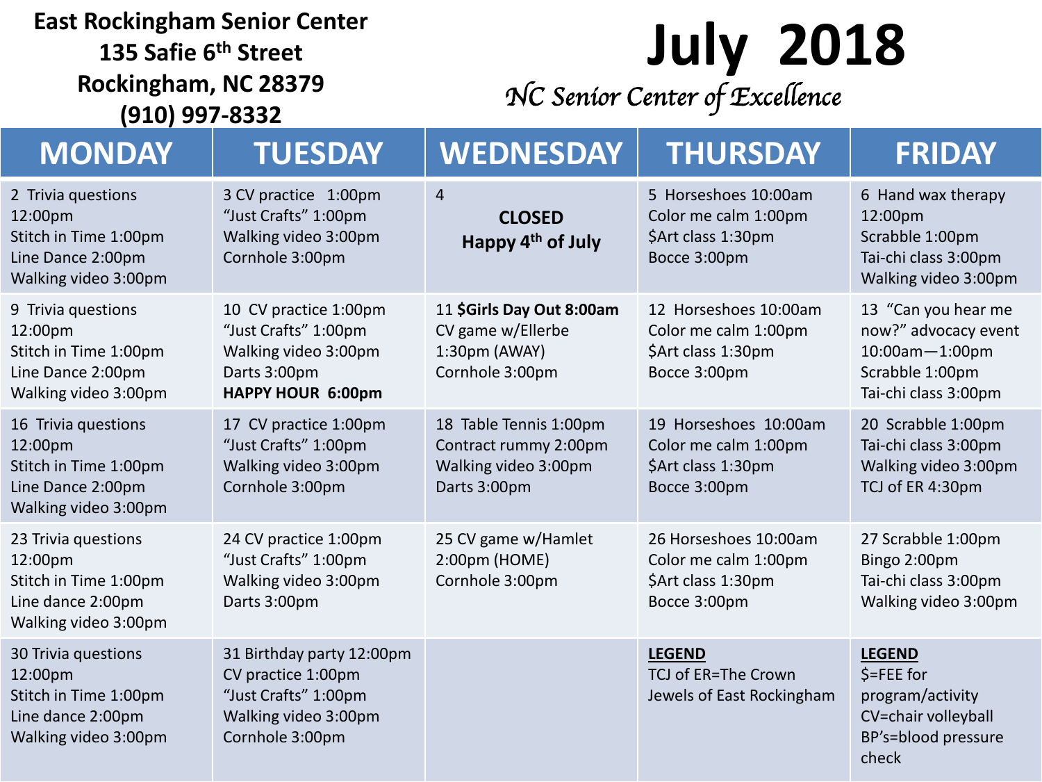**East Rockingham Senior Center**
**135 Safie 6th Street**
**Rockingham, NC 28379**
**(910) 997-8332**

# July 2018

*NC Senior Center of Excellence*

| MONDAY | TUESDAY | WEDNESDAY | THURSDAY | FRIDAY |
|---|---|---|---|---|
| 2 Trivia questions 12:00pm<br>Stitch in Time 1:00pm<br>Line Dance 2:00pm<br>Walking video 3:00pm | 3 CV practice 1:00pm<br>"Just Crafts" 1:00pm<br>Walking video 3:00pm<br>Cornhole 3:00pm | 4<br>**CLOSED**<br>**Happy 4th of July** | 5 Horseshoes 10:00am<br>Color me calm 1:00pm<br>$Art class 1:30pm<br>Bocce 3:00pm | 6 Hand wax therapy 12:00pm<br>Scrabble 1:00pm<br>Tai-chi class 3:00pm<br>Walking video 3:00pm |
| 9 Trivia questions 12:00pm<br>Stitch in Time 1:00pm<br>Line Dance 2:00pm<br>Walking video 3:00pm | 10 CV practice 1:00pm<br>"Just Crafts" 1:00pm<br>Walking video 3:00pm<br>Darts 3:00pm<br>**HAPPY HOUR 6:00pm** | 11 **$Girls Day Out 8:00am**<br>CV game w/Ellerbe 1:30pm (AWAY)<br>Cornhole 3:00pm | 12 Horseshoes 10:00am<br>Color me calm 1:00pm<br>$Art class 1:30pm<br>Bocce 3:00pm | 13 "Can you hear me now?" advocacy event 10:00am—1:00pm<br>Scrabble 1:00pm<br>Tai-chi class 3:00pm |
| 16 Trivia questions 12:00pm<br>Stitch in Time 1:00pm<br>Line Dance 2:00pm<br>Walking video 3:00pm | 17 CV practice 1:00pm<br>"Just Crafts" 1:00pm<br>Walking video 3:00pm<br>Cornhole 3:00pm | 18 Table Tennis 1:00pm<br>Contract rummy 2:00pm<br>Walking video 3:00pm<br>Darts 3:00pm | 19 Horseshoes 10:00am<br>Color me calm 1:00pm<br>$Art class 1:30pm<br>Bocce 3:00pm | 20 Scrabble 1:00pm<br>Tai-chi class 3:00pm<br>Walking video 3:00pm<br>TCJ of ER 4:30pm |
| 23 Trivia questions 12:00pm<br>Stitch in Time 1:00pm<br>Line dance 2:00pm<br>Walking video 3:00pm | 24 CV practice 1:00pm<br>"Just Crafts" 1:00pm<br>Walking video 3:00pm<br>Darts 3:00pm | 25 CV game w/Hamlet 2:00pm (HOME)<br>Cornhole 3:00pm | 26 Horseshoes 10:00am<br>Color me calm 1:00pm<br>$Art class 1:30pm<br>Bocce 3:00pm | 27 Scrabble 1:00pm<br>Bingo 2:00pm<br>Tai-chi class 3:00pm<br>Walking video 3:00pm |
| 30 Trivia questions 12:00pm<br>Stitch in Time 1:00pm<br>Line dance 2:00pm<br>Walking video 3:00pm | 31 Birthday party 12:00pm<br>CV practice 1:00pm<br>"Just Crafts" 1:00pm<br>Walking video 3:00pm<br>Cornhole 3:00pm | | **LEGEND**<br>TCJ of ER=The Crown Jewels of East Rockingham | **LEGEND**<br>$=FEE for program/activity<br>CV=chair volleyball<br>BP's=blood pressure check |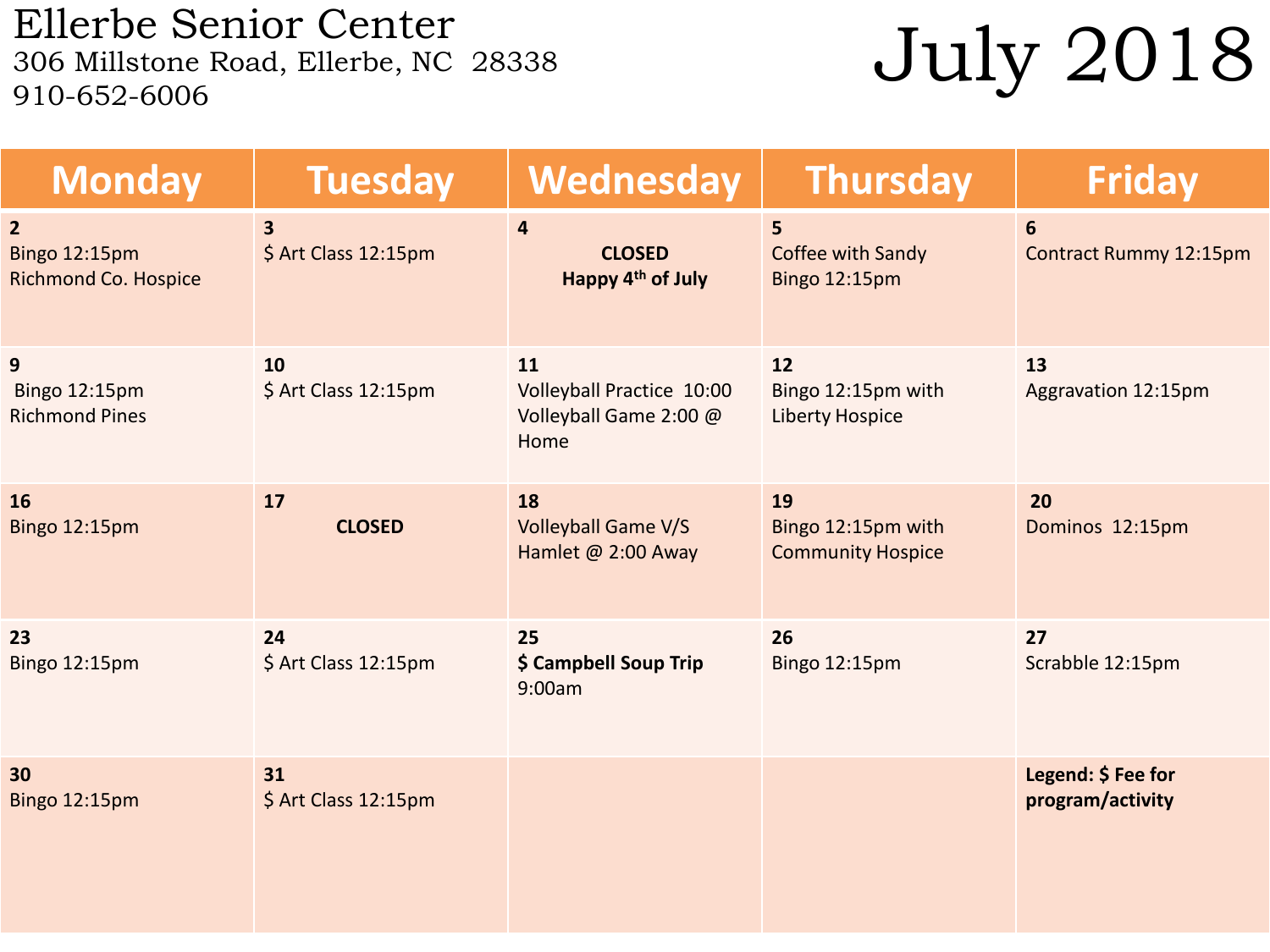# Ellerbe Senior Center

306 Millstone Road, Ellerbe, NC 28338
910-652-6006

# July 2018

| Monday | Tuesday | Wednesday | Thursday | Friday |
|---|---|---|---|---|
| **2**<br>Bingo 12:15pm<br>Richmond Co. Hospice | **3**<br>$ Art Class 12:15pm | **4**<br>**CLOSED**<br>**Happy 4th of July** | **5**<br>Coffee with Sandy<br>Bingo 12:15pm | **6**<br>Contract Rummy 12:15pm |
| **9**<br>Bingo 12:15pm<br>Richmond Pines | **10**<br>$ Art Class 12:15pm | **11**<br>Volleyball Practice 10:00<br>Volleyball Game 2:00 @ Home | **12**<br>Bingo 12:15pm with Liberty Hospice | **13**<br>Aggravation 12:15pm |
| **16**<br>Bingo 12:15pm | **17**<br>**CLOSED** | **18**<br>Volleyball Game V/S Hamlet @ 2:00 Away | **19**<br>Bingo 12:15pm with Community Hospice | **20**<br>Dominos 12:15pm |
| **23**<br>Bingo 12:15pm | **24**<br>$ Art Class 12:15pm | **25**<br>**$ Campbell Soup Trip**<br>9:00am | **26**<br>Bingo 12:15pm | **27**<br>Scrabble 12:15pm |
| **30**<br>Bingo 12:15pm | **31**<br>$ Art Class 12:15pm | | | **Legend: $ Fee for program/activity** |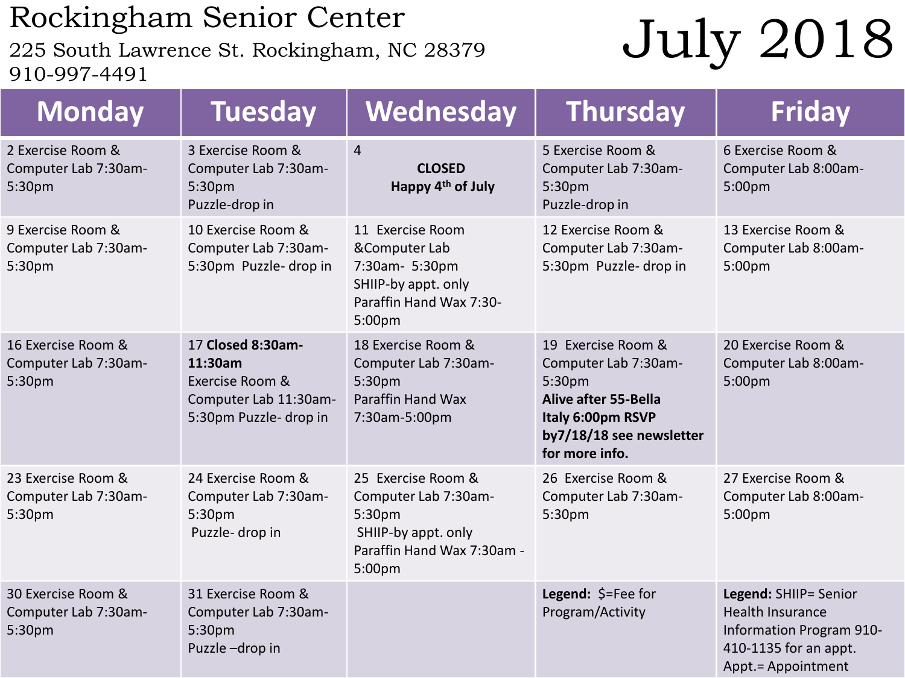Rockingham Senior Center

225 South Lawrence St. Rockingham, NC 28379

910-997-4491

# July 2018

| Monday | Tuesday | Wednesday | Thursday | Friday |
|---|---|---|---|---|
| 2 Exercise Room & Computer Lab 7:30am-5:30pm | 3 Exercise Room & Computer Lab 7:30am-5:30pm Puzzle-drop in | 4 **CLOSED Happy 4th of July** | 5 Exercise Room & Computer Lab 7:30am-5:30pm Puzzle-drop in | 6 Exercise Room & Computer Lab 8:00am-5:00pm |
| 9 Exercise Room & Computer Lab 7:30am-5:30pm | 10 Exercise Room & Computer Lab 7:30am-5:30pm Puzzle- drop in | 11 Exercise Room &Computer Lab 7:30am- 5:30pm SHIIP-by appt. only Paraffin Hand Wax 7:30-5:00pm | 12 Exercise Room & Computer Lab 7:30am-5:30pm Puzzle- drop in | 13 Exercise Room & Computer Lab 8:00am-5:00pm |
| 16 Exercise Room & Computer Lab 7:30am-5:30pm | 17 **Closed 8:30am-11:30am** Exercise Room & Computer Lab 11:30am-5:30pm Puzzle- drop in | 18 Exercise Room & Computer Lab 7:30am-5:30pm Paraffin Hand Wax 7:30am-5:00pm | 19 Exercise Room & Computer Lab 7:30am-5:30pm **Alive after 55-Bella Italy 6:00pm RSVP by7/18/18 see newsletter for more info.** | 20 Exercise Room & Computer Lab 8:00am-5:00pm |
| 23 Exercise Room & Computer Lab 7:30am-5:30pm | 24 Exercise Room & Computer Lab 7:30am-5:30pm Puzzle- drop in | 25 Exercise Room & Computer Lab 7:30am-5:30pm SHIIP-by appt. only Paraffin Hand Wax 7:30am - 5:00pm | 26 Exercise Room & Computer Lab 7:30am-5:30pm | 27 Exercise Room & Computer Lab 8:00am-5:00pm |
| 30 Exercise Room & Computer Lab 7:30am-5:30pm | 31 Exercise Room & Computer Lab 7:30am-5:30pm Puzzle –drop in | | **Legend:** $=Fee for Program/Activity | **Legend:** SHIIP= Senior Health Insurance Information Program 910-410-1135 for an appt. Appt.= Appointment |